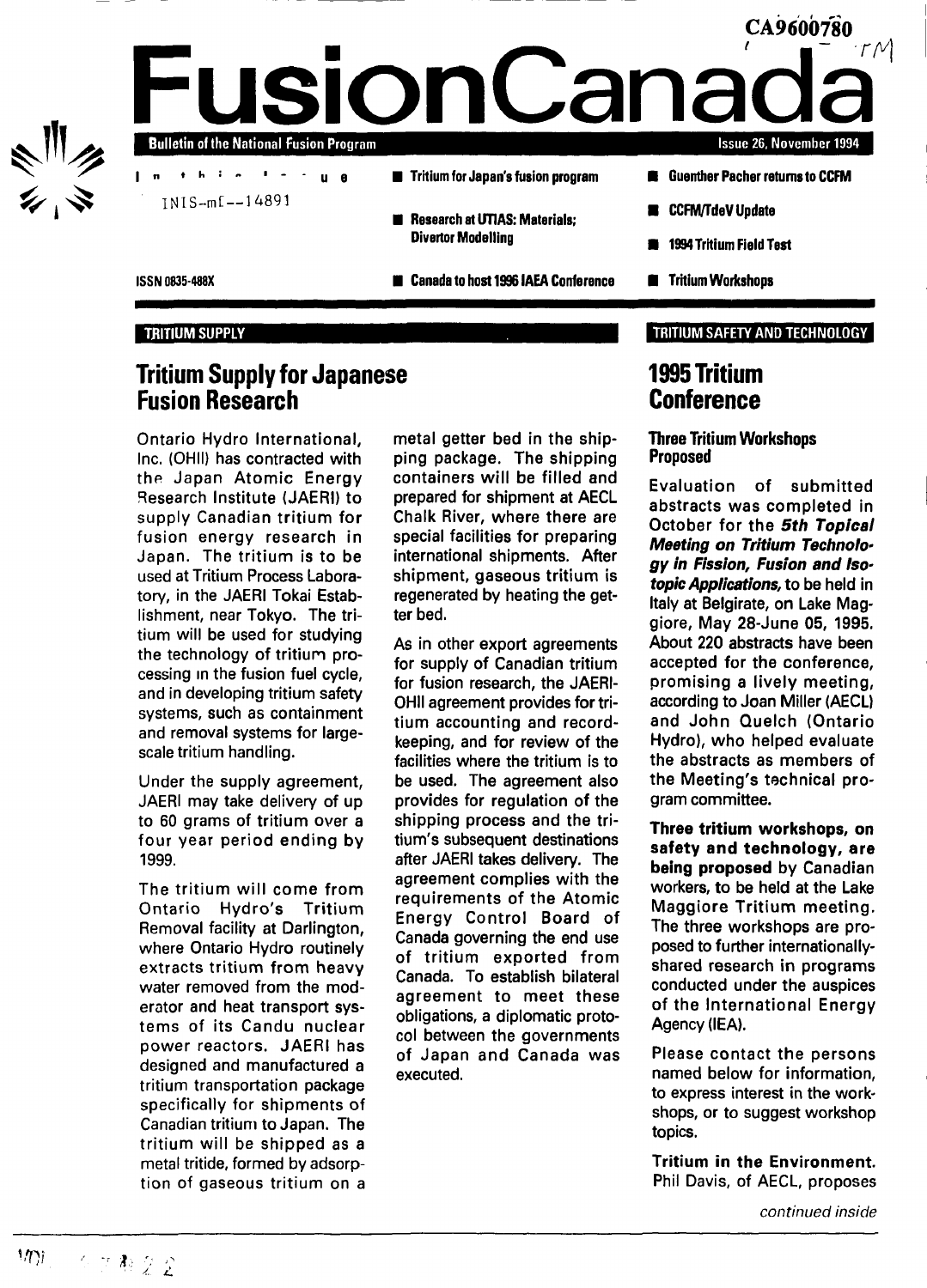CA9600780

# FusionCanada

**Bulletin of the National Fusion Program** — Issue 26, November 1994

INIS-mf--14891

ISSN 0835-488X

In this issue

- Tritium for Japan's fusion program
- Research at UTIAS: Materials; Divertor Modelling
- Canada to host 1996 IAEA Conference
- Guenther Pacher returns to CCFM
- CCFM/TdeV Update
- 1994 Tritium Field Test
- Tritium Workshops

TRITIUM SUPPLY

## Tritium Supply for Japanese Fusion Research

Ontario Hydro International, Inc. (OHII) has contracted with the Japan Atomic Energy Research Institute (JAERI) to supply Canadian tritium for fusion energy research in Japan. The tritium is to be used at Tritium Process Laboratory, in the JAERI Tokai Establishment, near Tokyo. The tritium will be used for studying the technology of tritium processing in the fusion fuel cycle, and in developing tritium safety systems, such as containment and removal systems for large-scale tritium handling.

Under the supply agreement, JAERI may take delivery of up to 60 grams of tritium over a four year period ending by 1999.

The tritium will come from Ontario Hydro's Tritium Removal facility at Darlington, where Ontario Hydro routinely extracts tritium from heavy water removed from the moderator and heat transport systems of its Candu nuclear power reactors. JAERI has designed and manufactured a tritium transportation package specifically for shipments of Canadian tritium to Japan. The tritium will be shipped as a metal tritide, formed by adsorption of gaseous tritium on a metal getter bed in the shipping package. The shipping containers will be filled and prepared for shipment at AECL Chalk River, where there are special facilities for preparing international shipments. After shipment, gaseous tritium is regenerated by heating the getter bed.

As in other export agreements for supply of Canadian tritium for fusion research, the JAERI-OHII agreement provides for tritium accounting and record-keeping, and for review of the facilities where the tritium is to be used. The agreement also provides for regulation of the shipping process and the tritium's subsequent destinations after JAERI takes delivery. The agreement complies with the requirements of the Atomic Energy Control Board of Canada governing the end use of tritium exported from Canada. To establish bilateral agreement to meet these obligations, a diplomatic protocol between the governments of Japan and Canada was executed.

TRITIUM SAFETY AND TECHNOLOGY

## 1995 Tritium Conference

### Three Tritium Workshops Proposed

Evaluation of submitted abstracts was completed in October for the ***5th Topical Meeting on Tritium Technology in Fission, Fusion and Isotopic Applications,*** to be held in Italy at Belgirate, on Lake Maggiore, May 28-June 05, 1995. About 220 abstracts have been accepted for the conference, promising a lively meeting, according to Joan Miller (AECL) and John Quelch (Ontario Hydro), who helped evaluate the abstracts as members of the Meeting's technical program committee.

**Three tritium workshops, on safety and technology, are being proposed** by Canadian workers, to be held at the Lake Maggiore Tritium meeting. The three workshops are proposed to further internationally-shared research in programs conducted under the auspices of the International Energy Agency (IEA).

Please contact the persons named below for information, to express interest in the workshops, or to suggest workshop topics.

**Tritium in the Environment.** Phil Davis, of AECL, proposes

*continued inside*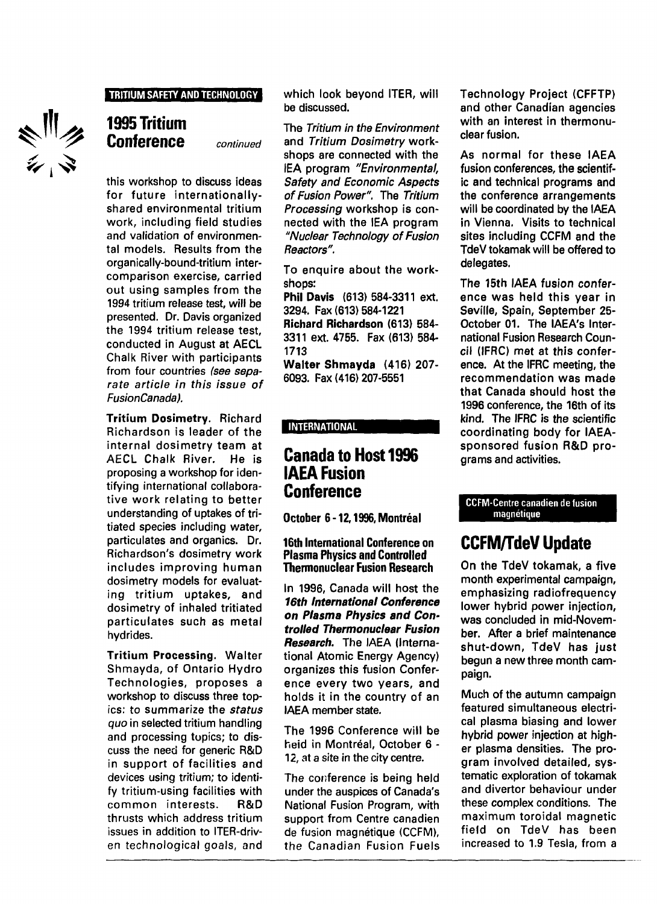TRITIUM SAFETY AND TECHNOLOGY

## 1995 Tritium Conference *continued*

this workshop to discuss ideas for future internationally-shared environmental tritium work, including field studies and validation of environmental models. Results from the organically-bound-tritium intercomparison exercise, carried out using samples from the 1994 tritium release test, will be presented. Dr. Davis organized the 1994 tritium release test, conducted in August at AECL Chalk River with participants from four countries *(see separate article in this issue of FusionCanada).*

**Tritium Dosimetry.** Richard Richardson is leader of the internal dosimetry team at AECL Chalk River. He is proposing a workshop for identifying international collaborative work relating to better understanding of uptakes of tritiated species including water, particulates and organics. Dr. Richardson's dosimetry work includes improving human dosimetry models for evaluating tritium uptakes, and dosimetry of inhaled tritiated particulates such as metal hydrides.

**Tritium Processing.** Walter Shmayda, of Ontario Hydro Technologies, proposes a workshop to discuss three topics: to summarize the *status quo* in selected tritium handling and processing topics; to discuss the need for generic R&D in support of facilities and devices using tritium; to identify tritium-using facilities with common interests. R&D thrusts which address tritium issues in addition to ITER-driven technological goals, and which look beyond ITER, will be discussed.

The *Tritium in the Environment* and *Tritium Dosimetry* workshops are connected with the IEA program *"Environmental, Safety and Economic Aspects of Fusion Power"*. The *Tritium Processing* workshop is connected with the IEA program *"Nuclear Technology of Fusion Reactors"*.

To enquire about the workshops:

**Phil Davis** (613) 584-3311 ext. 3294. Fax (613) 584-1221
**Richard Richardson** (613) 584-3311 ext. 4755. Fax (613) 584-1713
**Walter Shmayda** (416) 207-6093. Fax (416) 207-5551

INTERNATIONAL

## Canada to Host 1996 IAEA Fusion Conference

**October 6 - 12, 1996, Montréal**

**16th International Conference on Plasma Physics and Controlled Thermonuclear Fusion Research**

In 1996, Canada will host the ***16th International Conference on Plasma Physics and Controlled Thermonuclear Fusion Research.*** The IAEA (International Atomic Energy Agency) organizes this fusion Conference every two years, and holds it in the country of an IAEA member state.

The 1996 Conference will be held in Montréal, October 6 - 12, at a site in the city centre.

The conference is being held under the auspices of Canada's National Fusion Program, with support from Centre canadien de fusion magnétique (CCFM), the Canadian Fusion Fuels Technology Project (CFFTP) and other Canadian agencies with an interest in thermonuclear fusion.

As normal for these IAEA fusion conferences, the scientific and technical programs and the conference arrangements will be coordinated by the IAEA in Vienna. Visits to technical sites including CCFM and the TdeV tokamak will be offered to delegates.

The 15th IAEA fusion conference was held this year in Seville, Spain, September 25-October 01. The IAEA's International Fusion Research Council (IFRC) met at this conference. At the IFRC meeting, the recommendation was made that Canada should host the 1996 conference, the 16th of its kind. The IFRC is the scientific coordinating body for IAEA-sponsored fusion R&D programs and activities.

CCFM-Centre canadien de fusion magnétique

## CCFM/TdeV Update

On the TdeV tokamak, a five month experimental campaign, emphasizing radiofrequency lower hybrid power injection, was concluded in mid-November. After a brief maintenance shut-down, TdeV has just begun a new three month campaign.

Much of the autumn campaign featured simultaneous electrical plasma biasing and lower hybrid power injection at higher plasma densities. The program involved detailed, systematic exploration of tokamak and divertor behaviour under these complex conditions. The maximum toroidal magnetic field on TdeV has been increased to 1.9 Tesla, from a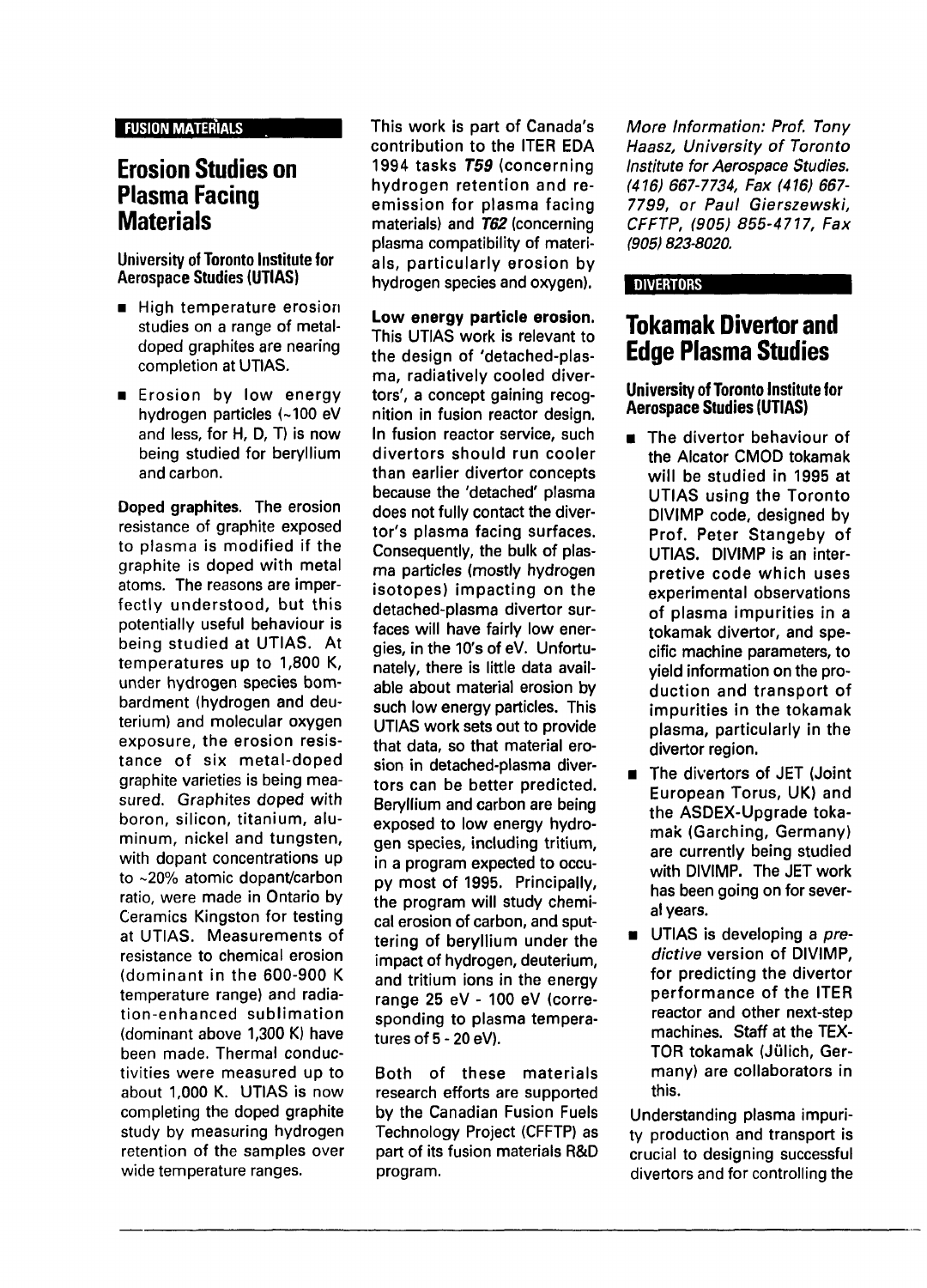FUSION MATERIALS

# Erosion Studies on Plasma Facing Materials

### University of Toronto Institute for Aerospace Studies (UTIAS)

- High temperature erosion studies on a range of metal-doped graphites are nearing completion at UTIAS.
- Erosion by low energy hydrogen particles (~100 eV and less, for H, D, T) is now being studied for beryllium and carbon.

**Doped graphites.** The erosion resistance of graphite exposed to plasma is modified if the graphite is doped with metal atoms. The reasons are imperfectly understood, but this potentially useful behaviour is being studied at UTIAS. At temperatures up to 1,800 K, under hydrogen species bombardment (hydrogen and deuterium) and molecular oxygen exposure, the erosion resistance of six metal-doped graphite varieties is being measured. Graphites doped with boron, silicon, titanium, aluminum, nickel and tungsten, with dopant concentrations up to ~20% atomic dopant/carbon ratio, were made in Ontario by Ceramics Kingston for testing at UTIAS. Measurements of resistance to chemical erosion (dominant in the 600-900 K temperature range) and radiation-enhanced sublimation (dominant above 1,300 K) have been made. Thermal conductivities were measured up to about 1,000 K. UTIAS is now completing the doped graphite study by measuring hydrogen retention of the samples over wide temperature ranges.

This work is part of Canada's contribution to the ITER EDA 1994 tasks ***T59*** (concerning hydrogen retention and re-emission for plasma facing materials) and ***T62*** (concerning plasma compatibility of materials, particularly erosion by hydrogen species and oxygen).

**Low energy particle erosion.** This UTIAS work is relevant to the design of 'detached-plasma, radiatively cooled divertors', a concept gaining recognition in fusion reactor design. In fusion reactor service, such divertors should run cooler than earlier divertor concepts because the 'detached' plasma does not fully contact the divertor's plasma facing surfaces. Consequently, the bulk of plasma particles (mostly hydrogen isotopes) impacting on the detached-plasma divertor surfaces will have fairly low energies, in the 10's of eV. Unfortunately, there is little data available about material erosion by such low energy particles. This UTIAS work sets out to provide that data, so that material erosion in detached-plasma divertors can be better predicted. Beryllium and carbon are being exposed to low energy hydrogen species, including tritium, in a program expected to occupy most of 1995. Principally, the program will study chemical erosion of carbon, and sputtering of beryllium under the impact of hydrogen, deuterium, and tritium ions in the energy range 25 eV - 100 eV (corresponding to plasma temperatures of 5 - 20 eV).

Both of these materials research efforts are supported by the Canadian Fusion Fuels Technology Project (CFFTP) as part of its fusion materials R&D program.

*More Information: Prof. Tony Haasz, University of Toronto Institute for Aerospace Studies. (416) 667-7734, Fax (416) 667-7799, or Paul Gierszewski, CFFTP, (905) 855-4717, Fax (905) 823-8020.*

DIVERTORS

# Tokamak Divertor and Edge Plasma Studies

### University of Toronto Institute for Aerospace Studies (UTIAS)

- The divertor behaviour of the Alcator CMOD tokamak will be studied in 1995 at UTIAS using the Toronto DIVIMP code, designed by Prof. Peter Stangeby of UTIAS. DIVIMP is an interpretive code which uses experimental observations of plasma impurities in a tokamak divertor, and specific machine parameters, to yield information on the production and transport of impurities in the tokamak plasma, particularly in the divertor region.
- The divertors of JET (Joint European Torus, UK) and the ASDEX-Upgrade tokamak (Garching, Germany) are currently being studied with DIVIMP. The JET work has been going on for several years.
- UTIAS is developing a *predictive* version of DIVIMP, for predicting the divertor performance of the ITER reactor and other next-step machines. Staff at the TEXTOR tokamak (Jülich, Germany) are collaborators in this.

Understanding plasma impurity production and transport is crucial to designing successful divertors and for controlling the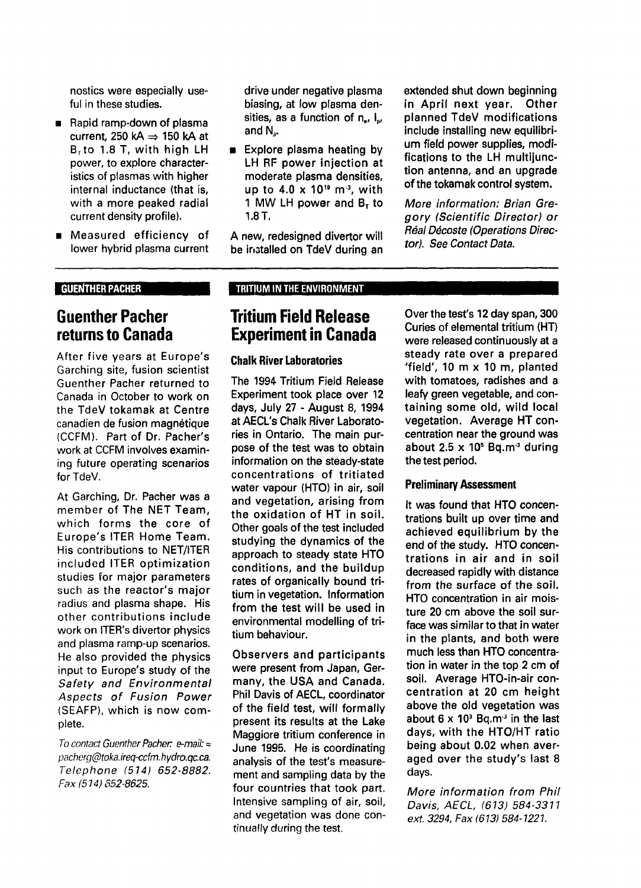nostics were especially useful in these studies.

- Rapid ramp-down of plasma current, 250 kA ⇒ 150 kA at $B_T$ to 1.8 T, with high LH power, to explore characteristics of plasmas with higher internal inductance (that is, with a more peaked radial current density profile).
- Measured efficiency of lower hybrid plasma current drive under negative plasma biasing, at low plasma densities, as a function of $n_e$, $I_p$, and $N_{//}$.
- Explore plasma heating by LH RF power injection at moderate plasma densities, up to $4.0 \times 10^{19}$ m$^{-3}$, with 1 MW LH power and $B_T$ to 1.8 T.

A new, redesigned divertor will be installed on TdeV during an extended shut down beginning in April next year. Other planned TdeV modifications include installing new equilibrium field power supplies, modifications to the LH multijunction antenna, and an upgrade of the tokamak control system.

*More information: Brian Gregory (Scientific Director) or Réal Décoste (Operations Director). See Contact Data.*

**GUENTHER PACHER**

## Guenther Pacher returns to Canada

After five years at Europe's Garching site, fusion scientist Guenther Pacher returned to Canada in October to work on the TdeV tokamak at Centre canadien de fusion magnétique (CCFM). Part of Dr. Pacher's work at CCFM involves examining future operating scenarios for TdeV.

At Garching, Dr. Pacher was a member of The NET Team, which forms the core of Europe's ITER Home Team. His contributions to NET/ITER included ITER optimization studies for major parameters such as the reactor's major radius and plasma shape. His other contributions include work on ITER's divertor physics and plasma ramp-up scenarios. He also provided the physics input to Europe's study of the *Safety and Environmental Aspects of Fusion Power* (SEAFP), which is now complete.

*To contact Guenther Pacher: e-mail: = pacherg@toka.ireq-ccfm.hydro.qc.ca. Telephone (514) 652-8882. Fax (514) 652-8625.*

**TRITIUM IN THE ENVIRONMENT**

## Tritium Field Release Experiment in Canada

### Chalk River Laboratories

The 1994 Tritium Field Release Experiment took place over 12 days, July 27 - August 8, 1994 at AECL's Chalk River Laboratories in Ontario. The main purpose of the test was to obtain information on the steady-state concentrations of tritiated water vapour (HTO) in air, soil and vegetation, arising from the oxidation of HT in soil. Other goals of the test included studying the dynamics of the approach to steady state HTO conditions, and the buildup rates of organically bound tritium in vegetation. Information from the test will be used in environmental modelling of tritium behaviour.

Observers and participants were present from Japan, Germany, the USA and Canada. Phil Davis of AECL, coordinator of the field test, will formally present its results at the Lake Maggiore tritium conference in June 1995. He is coordinating analysis of the test's measurement and sampling data by the four countries that took part. Intensive sampling of air, soil, and vegetation was done continually during the test.

Over the test's 12 day span, 300 Curies of elemental tritium (HT) were released continuously at a steady rate over a prepared 'field', 10 m x 10 m, planted with tomatoes, radishes and a leafy green vegetable, and containing some old, wild local vegetation. Average HT concentration near the ground was about $2.5 \times 10^5$ Bq.m$^{-3}$ during the test period.

### Preliminary Assessment

It was found that HTO concentrations built up over time and achieved equilibrium by the end of the study. HTO concentrations in air and in soil decreased rapidly with distance from the surface of the soil. HTO concentration in air moisture 20 cm above the soil surface was similar to that in water in the plants, and both were much less than HTO concentration in water in the top 2 cm of soil. Average HTO-in-air concentration at 20 cm height above the old vegetation was about $6 \times 10^3$ Bq.m$^{-3}$ in the last days, with the HTO/HT ratio being about 0.02 when averaged over the study's last 8 days.

*More information from Phil Davis, AECL, (613) 584-3311 ext. 3294, Fax (613) 584-1221.*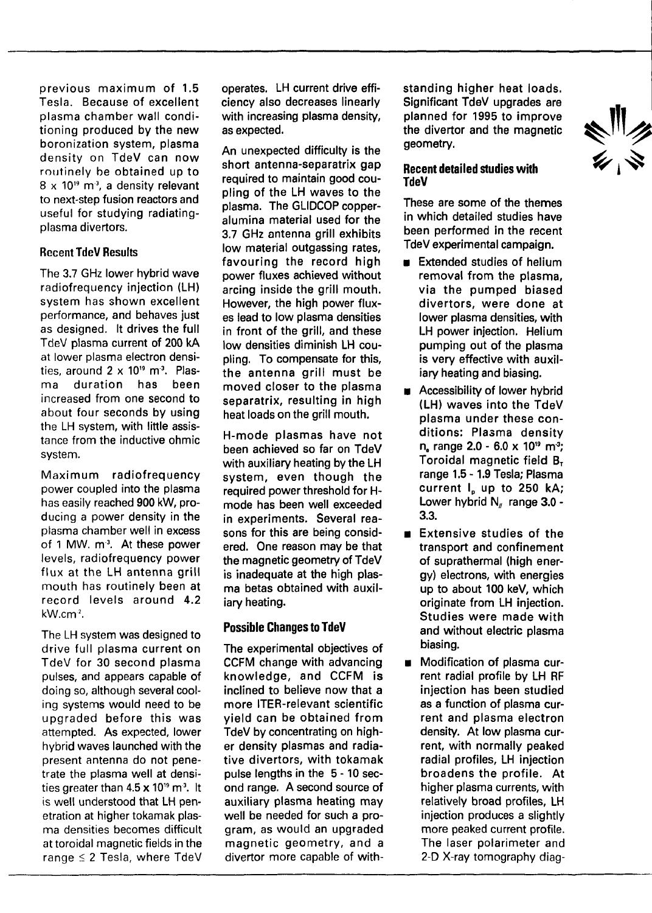previous maximum of 1.5 Tesla. Because of excellent plasma chamber wall conditioning produced by the new boronization system, plasma density on TdeV can now routinely be obtained up to $8 \times 10^{19}$ m$^{-3}$, a density relevant to next-step fusion reactors and useful for studying radiating-plasma divertors.

### Recent TdeV Results

The 3.7 GHz lower hybrid wave radiofrequency injection (LH) system has shown excellent performance, and behaves just as designed. It drives the full TdeV plasma current of 200 kA at lower plasma electron densities, around $2 \times 10^{19}$ m$^{-3}$. Plasma duration has been increased from one second to about four seconds by using the LH system, with little assistance from the inductive ohmic system.

Maximum radiofrequency power coupled into the plasma has easily reached 900 kW, producing a power density in the plasma chamber well in excess of 1 MW. m$^{-3}$. At these power levels, radiofrequency power flux at the LH antenna grill mouth has routinely been at record levels around 4.2 kW.cm$^{-2}$.

The LH system was designed to drive full plasma current on TdeV for 30 second plasma pulses, and appears capable of doing so, although several cooling systems would need to be upgraded before this was attempted. As expected, lower hybrid waves launched with the present antenna do not penetrate the plasma well at densities greater than $4.5 \times 10^{19}$ m$^{-3}$. It is well understood that LH penetration at higher tokamak plasma densities becomes difficult at toroidal magnetic fields in the range $\leq 2$ Tesla, where TdeV operates. LH current drive efficiency also decreases linearly with increasing plasma density, as expected.

An unexpected difficulty is the short antenna-separatrix gap required to maintain good coupling of the LH waves to the plasma. The GLIDCOP copper-alumina material used for the 3.7 GHz antenna grill exhibits low material outgassing rates, favouring the record high power fluxes achieved without arcing inside the grill mouth. However, the high power fluxes lead to low plasma densities in front of the grill, and these low densities diminish LH coupling. To compensate for this, the antenna grill must be moved closer to the plasma separatrix, resulting in high heat loads on the grill mouth.

H-mode plasmas have not been achieved so far on TdeV with auxiliary heating by the LH system, even though the required power threshold for H-mode has been well exceeded in experiments. Several reasons for this are being considered. One reason may be that the magnetic geometry of TdeV is inadequate at the high plasma betas obtained with auxiliary heating.

### Possible Changes to TdeV

The experimental objectives of CCFM change with advancing knowledge, and CCFM is inclined to believe now that a more ITER-relevant scientific yield can be obtained from TdeV by concentrating on higher density plasmas and radiative divertors, with tokamak pulse lengths in the 5 - 10 second range. A second source of auxiliary plasma heating may well be needed for such a program, as would an upgraded magnetic geometry, and a divertor more capable of withstanding higher heat loads. Significant TdeV upgrades are planned for 1995 to improve the divertor and the magnetic geometry.

### Recent detailed studies with TdeV

These are some of the themes in which detailed studies have been performed in the recent TdeV experimental campaign.

- Extended studies of helium removal from the plasma, via the pumped biased divertors, were done at lower plasma densities, with LH power injection. Helium pumping out of the plasma is very effective with auxiliary heating and biasing.
- Accessibility of lower hybrid (LH) waves into the TdeV plasma under these conditions: Plasma density $n_e$ range 2.0 - 6.0 x $10^{19}$ m$^{-3}$; Toroidal magnetic field $B_T$ range 1.5 - 1.9 Tesla; Plasma current $I_p$ up to 250 kA; Lower hybrid $N_{//}$ range 3.0 - 3.3.
- Extensive studies of the transport and confinement of suprathermal (high energy) electrons, with energies up to about 100 keV, which originate from LH injection. Studies were made with and without electric plasma biasing.
- Modification of plasma current radial profile by LH RF injection has been studied as a function of plasma current and plasma electron density. At low plasma current, with normally peaked radial profiles, LH injection broadens the profile. At higher plasma currents, with relatively broad profiles, LH injection produces a slightly more peaked current profile. The laser polarimeter and 2-D X-ray tomography diag-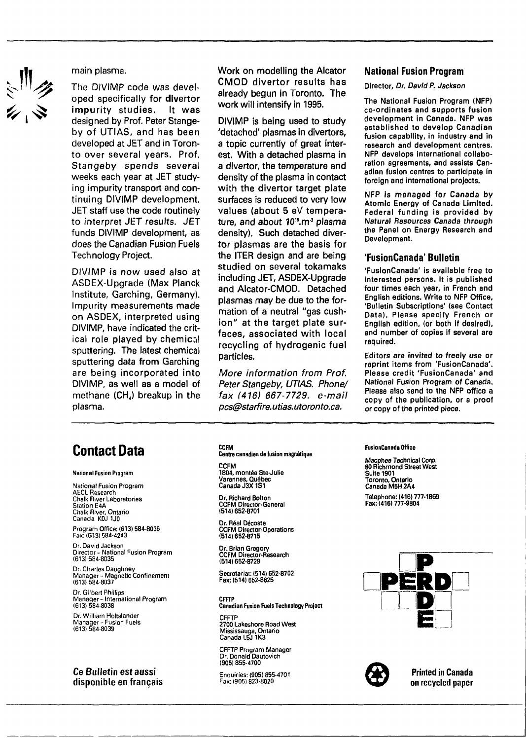main plasma.

The DIVIMP code was developed specifically for **divertor** impurity studies. It was designed by Prof. Peter Stangeby of UTIAS, and has been developed at JET and in Toronto over several years. Prof. Stangeby spends several weeks each year at JET studying impurity transport and continuing DIVIMP development. JET staff use the code routinely to interpret JET results. JET funds DIVIMP development, as does the Canadian Fusion Fuels Technology Project.

DIVIMP is now used also at ASDEX-Upgrade (Max Planck Institute, Garching, Germany). Impurity measurements made on ASDEX, interpreted using DIVIMP, have indicated the critical role played by chemical sputtering. The latest chemical sputtering data from Garching are being incorporated into DIVIMP, as well as a model of methane ($CH_4$) breakup in the plasma.

Work on modelling the Alcator CMOD divertor results has already begun in Toronto. The work will intensify in 1995.

DIVIMP is being used to study 'detached' plasmas in divertors, a topic currently of great interest. With a detached plasma in a divertor, the temperature and density of the plasma in contact with the divertor target plate surfaces is reduced to very low values (about 5 eV temperature, and about $10^{19}.m^{-3}$ plasma density). Such detached divertor plasmas are the basis for the ITER design and are being studied on several tokamaks including JET, ASDEX-Upgrade and Alcator-CMOD. Detached plasmas may be due to the formation of a neutral "gas cushion" at the target plate surfaces, associated with local recycling of hydrogenic fuel particles.

*More information from Prof. Peter Stangeby, UTIAS. Phone/fax (416) 667-7729. e-mail pcs@starfire.utias.utoronto.ca.*

## National Fusion Program

Director, *Dr. David P. Jackson*

The National Fusion Program (NFP) co-ordinates and supports fusion development in Canada. NFP was established to develop Canadian fusion capability, in industry and in research and development centres. NFP develops international collaboration agreements, and assists Canadian fusion centres to participate in foreign and international projects.

NFP is managed for Canada by Atomic Energy of Canada Limited. Federal funding is provided by Natural Resources Canada through the Panel on Energy Research and Development.

## 'FusionCanada' Bulletin

'FusionCanada' is available free to interested persons. It is published four times each year, in French and English editions. Write to NFP Office, 'Bulletin Subscriptions' (see Contact Data). Please specify French or English edition, (or both if desired), and number of copies if several are required.

Editors are invited to freely use or reprint items from 'FusionCanada'. Please credit 'FusionCanada' and National Fusion Program of Canada. Please also send to the NFP office a copy of the publication, or a proof or copy of the printed piece.

# Contact Data

**National Fusion Program**

National Fusion Program
AECL Research
Chalk River Laboratories
Station E4A
Chalk River, Ontario
Canada K0J 1J0

Program Office: (613) 584-8036
Fax: (613) 584-4243

Dr. David Jackson
Director - National Fusion Program
(613) 584-8035

Dr. Charles Daughney
Manager - Magnetic Confinement
(613) 584-8037

Dr. Gilbert Phillips
Manager - International Program
(613) 584-8038

Dr. William Holtslander
Manager - Fusion Fuels
(613) 584-8039

**Ce Bulletin est aussi disponible en français**

**CCFM**
**Centre canadien de fusion magnétique**

CCFM
1804, montée Ste-Julie
Varennes, Québec
Canada J3X 1S1

Dr. Richard Bolton
CCFM Director-General
(514) 652-8701

Dr. Réal Décoste
CCFM Director-Operations
(514) 652-8715

Dr. Brian Gregory
CCFM Director-Research
(514) 652-8729

Secretariat: (514) 652-8702
Fax: (514) 652-8625

**CFFTP**
**Canadian Fusion Fuels Technology Project**

CFFTP
2700 Lakeshore Road West
Mississauga, Ontario
Canada L5J 1K3

CFFTP Program Manager
Dr. Donald Dautovich
(905) 855-4700

Enquiries: (905) 855-4701
Fax: (905) 823-8020

**FusionCanada Office**

Macphee Technical Corp.
80 Richmond Street West
Suite 1901
Toronto, Ontario
Canada M5H 2A4

Telephone: (416) 777-1869
Fax: (416) 777-9804

PERD

**Printed in Canada on recycled paper**